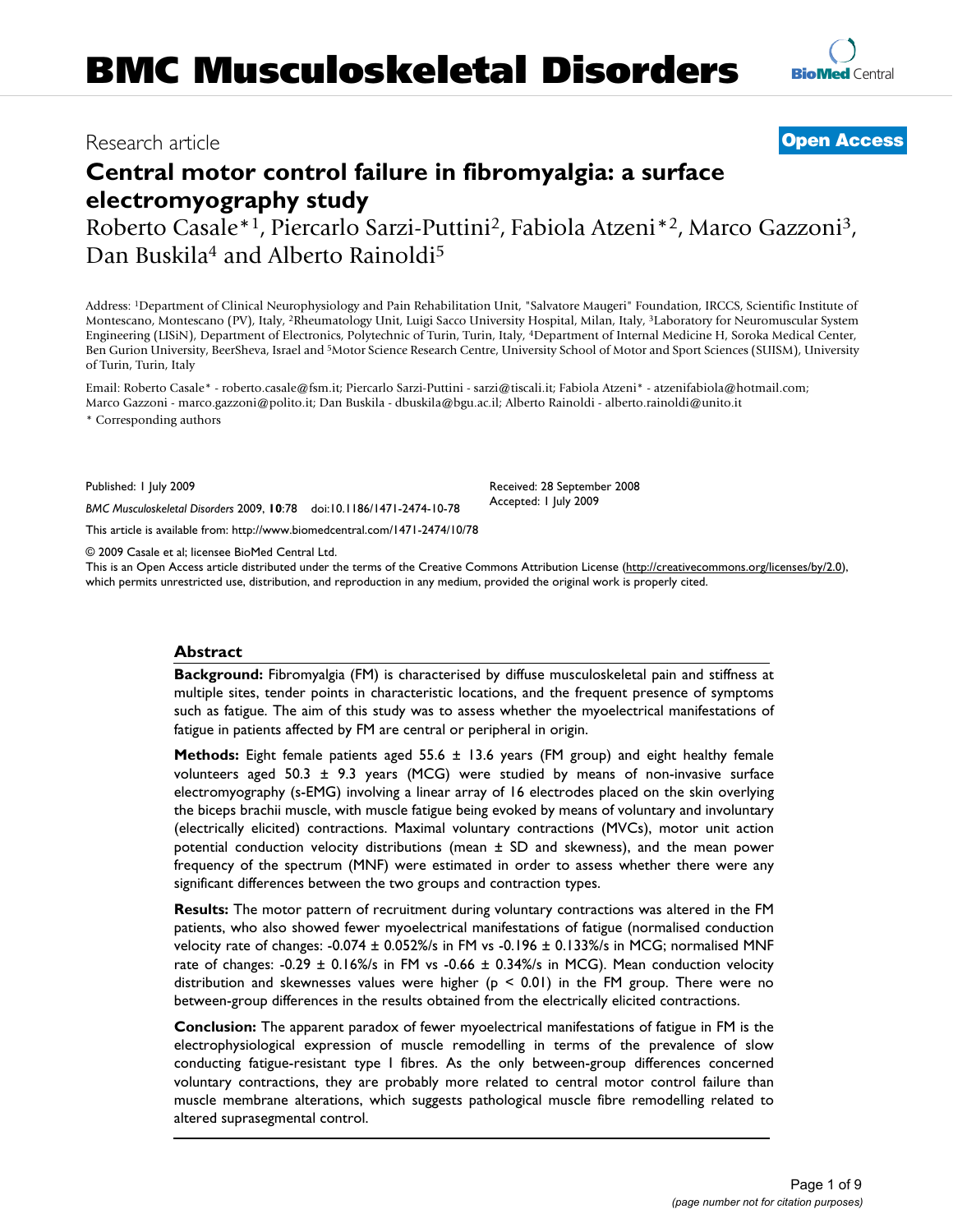BMC Musculoskeletal Disorders

Research article

**Open Access**

# Central motor control failure in fibromyalgia: a surface electromyography study

Roberto Casale*[1], Piercarlo Sarzi-Puttini[2], Fabiola Atzeni*[2], Marco Gazzoni[3], Dan Buskila[4] and Alberto Rainoldi[5]

Address: [1]Department of Clinical Neurophysiology and Pain Rehabilitation Unit, "Salvatore Maugeri" Foundation, IRCCS, Scientific Institute of Montescano, Montescano (PV), Italy, [2]Rheumatology Unit, Luigi Sacco University Hospital, Milan, Italy, [3]Laboratory for Neuromuscular System Engineering (LISiN), Department of Electronics, Polytechnic of Turin, Turin, Italy, [4]Department of Internal Medicine H, Soroka Medical Center, Ben Gurion University, BeerSheva, Israel and [5]Motor Science Research Centre, University School of Motor and Sport Sciences (SUISM), University of Turin, Turin, Italy

Email: Roberto Casale* - roberto.casale@fsm.it; Piercarlo Sarzi-Puttini - sarzi@tiscali.it; Fabiola Atzeni* - atzenifabiola@hotmail.com; Marco Gazzoni - marco.gazzoni@polito.it; Dan Buskila - dbuskila@bgu.ac.il; Alberto Rainoldi - alberto.rainoldi@unito.it

* Corresponding authors

Published: 1 July 2009

Received: 28 September 2008
Accepted: 1 July 2009

*BMC Musculoskeletal Disorders* 2009, **10**:78 doi:10.1186/1471-2474-10-78

This article is available from: http://www.biomedcentral.com/1471-2474/10/78

© 2009 Casale et al; licensee BioMed Central Ltd.

This is an Open Access article distributed under the terms of the Creative Commons Attribution License (http://creativecommons.org/licenses/by/2.0), which permits unrestricted use, distribution, and reproduction in any medium, provided the original work is properly cited.

## Abstract

**Background:** Fibromyalgia (FM) is characterised by diffuse musculoskeletal pain and stiffness at multiple sites, tender points in characteristic locations, and the frequent presence of symptoms such as fatigue. The aim of this study was to assess whether the myoelectrical manifestations of fatigue in patients affected by FM are central or peripheral in origin.

**Methods:** Eight female patients aged 55.6 ± 13.6 years (FM group) and eight healthy female volunteers aged 50.3 ± 9.3 years (MCG) were studied by means of non-invasive surface electromyography (s-EMG) involving a linear array of 16 electrodes placed on the skin overlying the biceps brachii muscle, with muscle fatigue being evoked by means of voluntary and involuntary (electrically elicited) contractions. Maximal voluntary contractions (MVCs), motor unit action potential conduction velocity distributions (mean ± SD and skewness), and the mean power frequency of the spectrum (MNF) were estimated in order to assess whether there were any significant differences between the two groups and contraction types.

**Results:** The motor pattern of recruitment during voluntary contractions was altered in the FM patients, who also showed fewer myoelectrical manifestations of fatigue (normalised conduction velocity rate of changes: -0.074 ± 0.052%/s in FM vs -0.196 ± 0.133%/s in MCG; normalised MNF rate of changes: -0.29 ± 0.16%/s in FM vs -0.66 ± 0.34%/s in MCG). Mean conduction velocity distribution and skewnesses values were higher ($p < 0.01$) in the FM group. There were no between-group differences in the results obtained from the electrically elicited contractions.

**Conclusion:** The apparent paradox of fewer myoelectrical manifestations of fatigue in FM is the electrophysiological expression of muscle remodelling in terms of the prevalence of slow conducting fatigue-resistant type I fibres. As the only between-group differences concerned voluntary contractions, they are probably more related to central motor control failure than muscle membrane alterations, which suggests pathological muscle fibre remodelling related to altered suprasegmental control.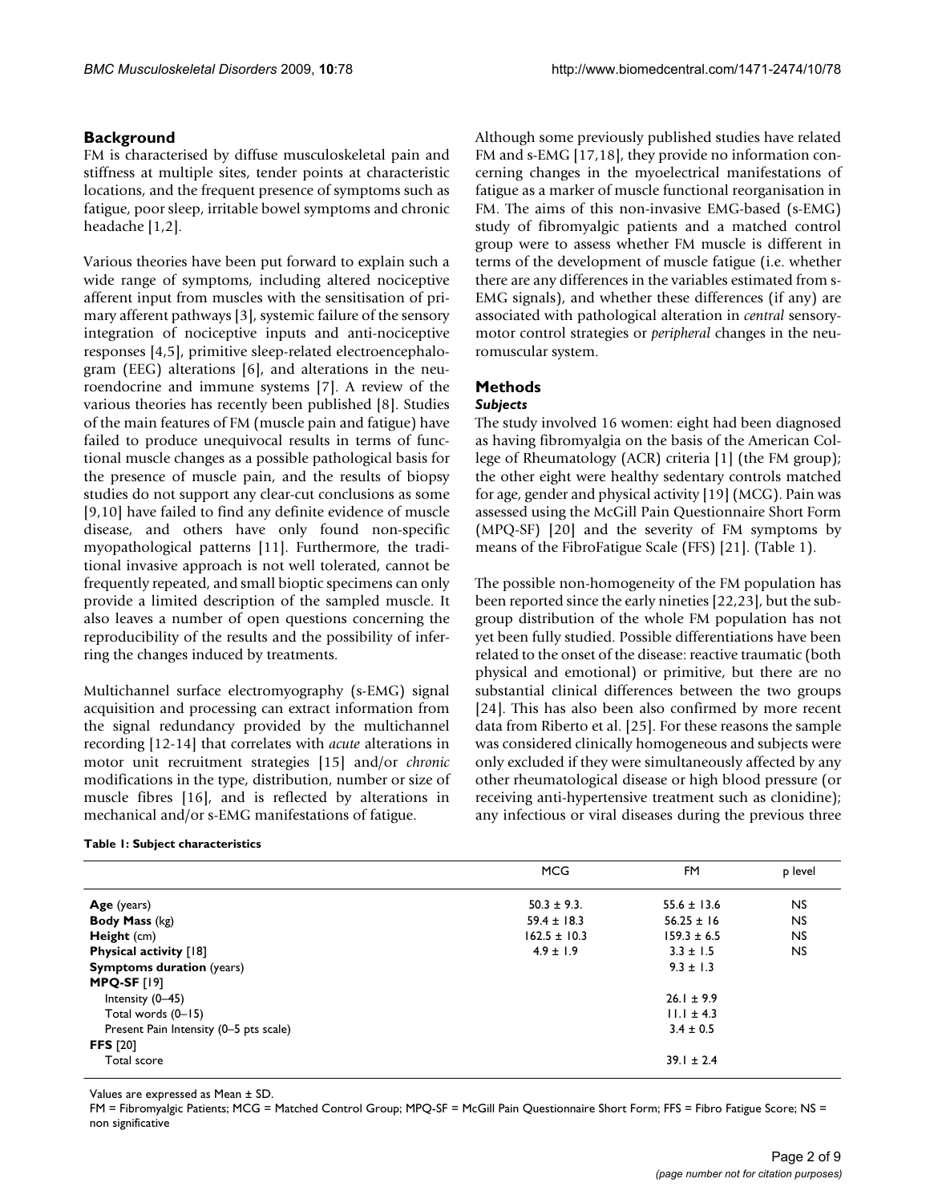## Background

FM is characterised by diffuse musculoskeletal pain and stiffness at multiple sites, tender points at characteristic locations, and the frequent presence of symptoms such as fatigue, poor sleep, irritable bowel symptoms and chronic headache [1,2].

Various theories have been put forward to explain such a wide range of symptoms, including altered nociceptive afferent input from muscles with the sensitisation of primary afferent pathways [3], systemic failure of the sensory integration of nociceptive inputs and anti-nociceptive responses [4,5], primitive sleep-related electroencephalogram (EEG) alterations [6], and alterations in the neuroendocrine and immune systems [7]. A review of the various theories has recently been published [8]. Studies of the main features of FM (muscle pain and fatigue) have failed to produce unequivocal results in terms of functional muscle changes as a possible pathological basis for the presence of muscle pain, and the results of biopsy studies do not support any clear-cut conclusions as some [9,10] have failed to find any definite evidence of muscle disease, and others have only found non-specific myopathological patterns [11]. Furthermore, the traditional invasive approach is not well tolerated, cannot be frequently repeated, and small bioptic specimens can only provide a limited description of the sampled muscle. It also leaves a number of open questions concerning the reproducibility of the results and the possibility of inferring the changes induced by treatments.

Multichannel surface electromyography (s-EMG) signal acquisition and processing can extract information from the signal redundancy provided by the multichannel recording [12-14] that correlates with *acute* alterations in motor unit recruitment strategies [15] and/or *chronic* modifications in the type, distribution, number or size of muscle fibres [16], and is reflected by alterations in mechanical and/or s-EMG manifestations of fatigue.

Although some previously published studies have related FM and s-EMG [17,18], they provide no information concerning changes in the myoelectrical manifestations of fatigue as a marker of muscle functional reorganisation in FM. The aims of this non-invasive EMG-based (s-EMG) study of fibromyalgic patients and a matched control group were to assess whether FM muscle is different in terms of the development of muscle fatigue (i.e. whether there are any differences in the variables estimated from s-EMG signals), and whether these differences (if any) are associated with pathological alteration in *central* sensory-motor control strategies or *peripheral* changes in the neuromuscular system.

## Methods

### *Subjects*

The study involved 16 women: eight had been diagnosed as having fibromyalgia on the basis of the American College of Rheumatology (ACR) criteria [1] (the FM group); the other eight were healthy sedentary controls matched for age, gender and physical activity [19] (MCG). Pain was assessed using the McGill Pain Questionnaire Short Form (MPQ-SF) [20] and the severity of FM symptoms by means of the FibroFatigue Scale (FFS) [21]. (Table 1).

The possible non-homogeneity of the FM population has been reported since the early nineties [22,23], but the subgroup distribution of the whole FM population has not yet been fully studied. Possible differentiations have been related to the onset of the disease: reactive traumatic (both physical and emotional) or primitive, but there are no substantial clinical differences between the two groups [24]. This has also been also confirmed by more recent data from Riberto et al. [25]. For these reasons the sample was considered clinically homogeneous and subjects were only excluded if they were simultaneously affected by any other rheumatological disease or high blood pressure (or receiving anti-hypertensive treatment such as clonidine); any infectious or viral diseases during the previous three

**Table 1: Subject characteristics**

| | MCG | FM | p level |
|---|---|---|---|
| **Age** (years) | 50.3 ± 9.3. | 55.6 ± 13.6 | NS |
| **Body Mass** (kg) | 59.4 ± 18.3 | 56.25 ± 16 | NS |
| **Height** (cm) | 162.5 ± 10.3 | 159.3 ± 6.5 | NS |
| **Physical activity** [18] | 4.9 ± 1.9 | 3.3 ± 1.5 | NS |
| **Symptoms duration** (years) | | 9.3 ± 1.3 | |
| **MPQ-SF** [19] | | | |
| Intensity (0–45) | | 26.1 ± 9.9 | |
| Total words (0–15) | | 11.1 ± 4.3 | |
| Present Pain Intensity (0–5 pts scale) | | 3.4 ± 0.5 | |
| **FFS** [20] | | | |
| Total score | | 39.1 ± 2.4 | |

Values are expressed as Mean ± SD.

FM = Fibromyalgic Patients; MCG = Matched Control Group; MPQ-SF = McGill Pain Questionnaire Short Form; FFS = Fibro Fatigue Score; NS = non significative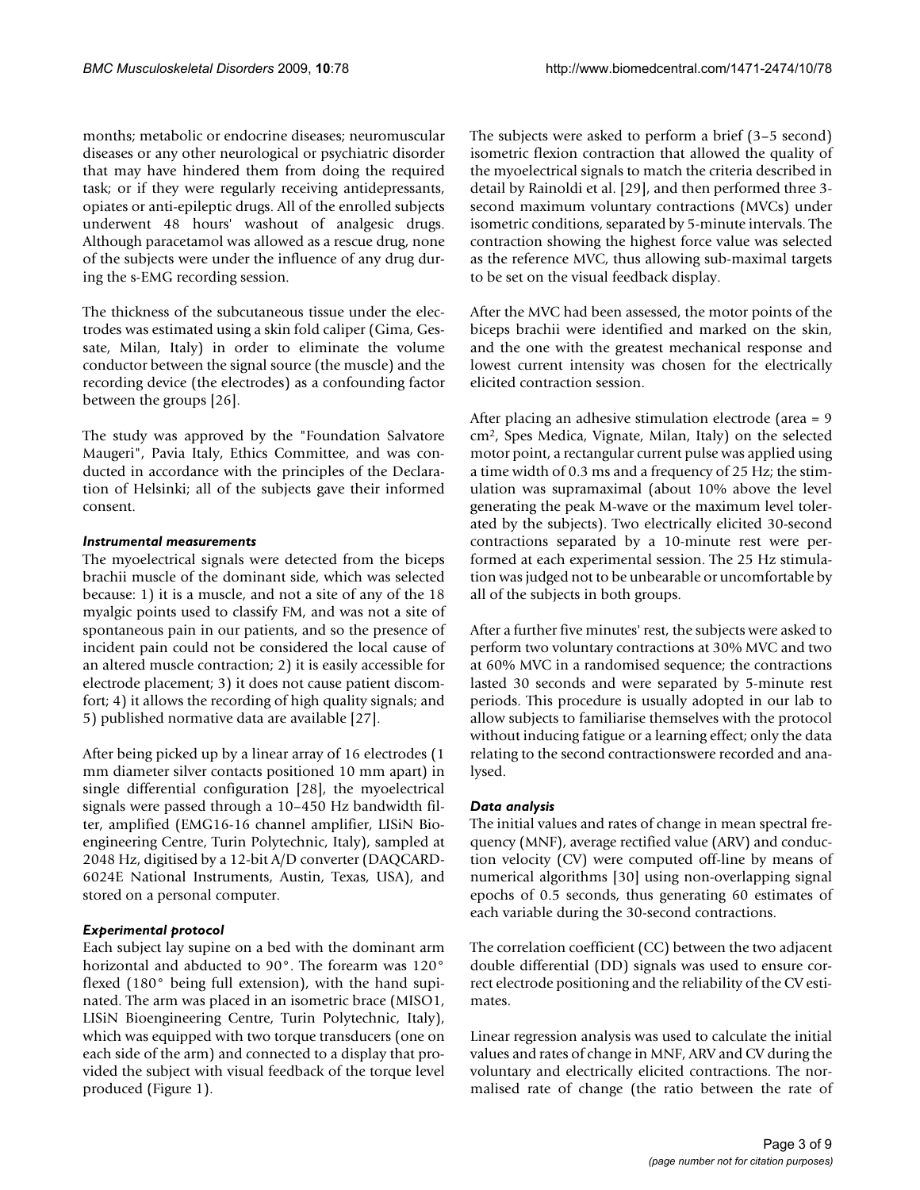months; metabolic or endocrine diseases; neuromuscular diseases or any other neurological or psychiatric disorder that may have hindered them from doing the required task; or if they were regularly receiving antidepressants, opiates or anti-epileptic drugs. All of the enrolled subjects underwent 48 hours' washout of analgesic drugs. Although paracetamol was allowed as a rescue drug, none of the subjects were under the influence of any drug during the s-EMG recording session.

The thickness of the subcutaneous tissue under the electrodes was estimated using a skin fold caliper (Gima, Gessate, Milan, Italy) in order to eliminate the volume conductor between the signal source (the muscle) and the recording device (the electrodes) as a confounding factor between the groups [26].

The study was approved by the "Foundation Salvatore Maugeri", Pavia Italy, Ethics Committee, and was conducted in accordance with the principles of the Declaration of Helsinki; all of the subjects gave their informed consent.

### *Instrumental measurements*

The myoelectrical signals were detected from the biceps brachii muscle of the dominant side, which was selected because: 1) it is a muscle, and not a site of any of the 18 myalgic points used to classify FM, and was not a site of spontaneous pain in our patients, and so the presence of incident pain could not be considered the local cause of an altered muscle contraction; 2) it is easily accessible for electrode placement; 3) it does not cause patient discomfort; 4) it allows the recording of high quality signals; and 5) published normative data are available [27].

After being picked up by a linear array of 16 electrodes (1 mm diameter silver contacts positioned 10 mm apart) in single differential configuration [28], the myoelectrical signals were passed through a 10–450 Hz bandwidth filter, amplified (EMG16-16 channel amplifier, LISiN Bioengineering Centre, Turin Polytechnic, Italy), sampled at 2048 Hz, digitised by a 12-bit A/D converter (DAQCARD-6024E National Instruments, Austin, Texas, USA), and stored on a personal computer.

### *Experimental protocol*

Each subject lay supine on a bed with the dominant arm horizontal and abducted to 90°. The forearm was 120° flexed (180° being full extension), with the hand supinated. The arm was placed in an isometric brace (MISO1, LISiN Bioengineering Centre, Turin Polytechnic, Italy), which was equipped with two torque transducers (one on each side of the arm) and connected to a display that provided the subject with visual feedback of the torque level produced (Figure 1).

The subjects were asked to perform a brief (3–5 second) isometric flexion contraction that allowed the quality of the myoelectrical signals to match the criteria described in detail by Rainoldi et al. [29], and then performed three 3-second maximum voluntary contractions (MVCs) under isometric conditions, separated by 5-minute intervals. The contraction showing the highest force value was selected as the reference MVC, thus allowing sub-maximal targets to be set on the visual feedback display.

After the MVC had been assessed, the motor points of the biceps brachii were identified and marked on the skin, and the one with the greatest mechanical response and lowest current intensity was chosen for the electrically elicited contraction session.

After placing an adhesive stimulation electrode (area = 9 cm$^2$, Spes Medica, Vignate, Milan, Italy) on the selected motor point, a rectangular current pulse was applied using a time width of 0.3 ms and a frequency of 25 Hz; the stimulation was supramaximal (about 10% above the level generating the peak M-wave or the maximum level tolerated by the subjects). Two electrically elicited 30-second contractions separated by a 10-minute rest were performed at each experimental session. The 25 Hz stimulation was judged not to be unbearable or uncomfortable by all of the subjects in both groups.

After a further five minutes' rest, the subjects were asked to perform two voluntary contractions at 30% MVC and two at 60% MVC in a randomised sequence; the contractions lasted 30 seconds and were separated by 5-minute rest periods. This procedure is usually adopted in our lab to allow subjects to familiarise themselves with the protocol without inducing fatigue or a learning effect; only the data relating to the second contractionswere recorded and analysed.

### *Data analysis*

The initial values and rates of change in mean spectral frequency (MNF), average rectified value (ARV) and conduction velocity (CV) were computed off-line by means of numerical algorithms [30] using non-overlapping signal epochs of 0.5 seconds, thus generating 60 estimates of each variable during the 30-second contractions.

The correlation coefficient (CC) between the two adjacent double differential (DD) signals was used to ensure correct electrode positioning and the reliability of the CV estimates.

Linear regression analysis was used to calculate the initial values and rates of change in MNF, ARV and CV during the voluntary and electrically elicited contractions. The normalised rate of change (the ratio between the rate of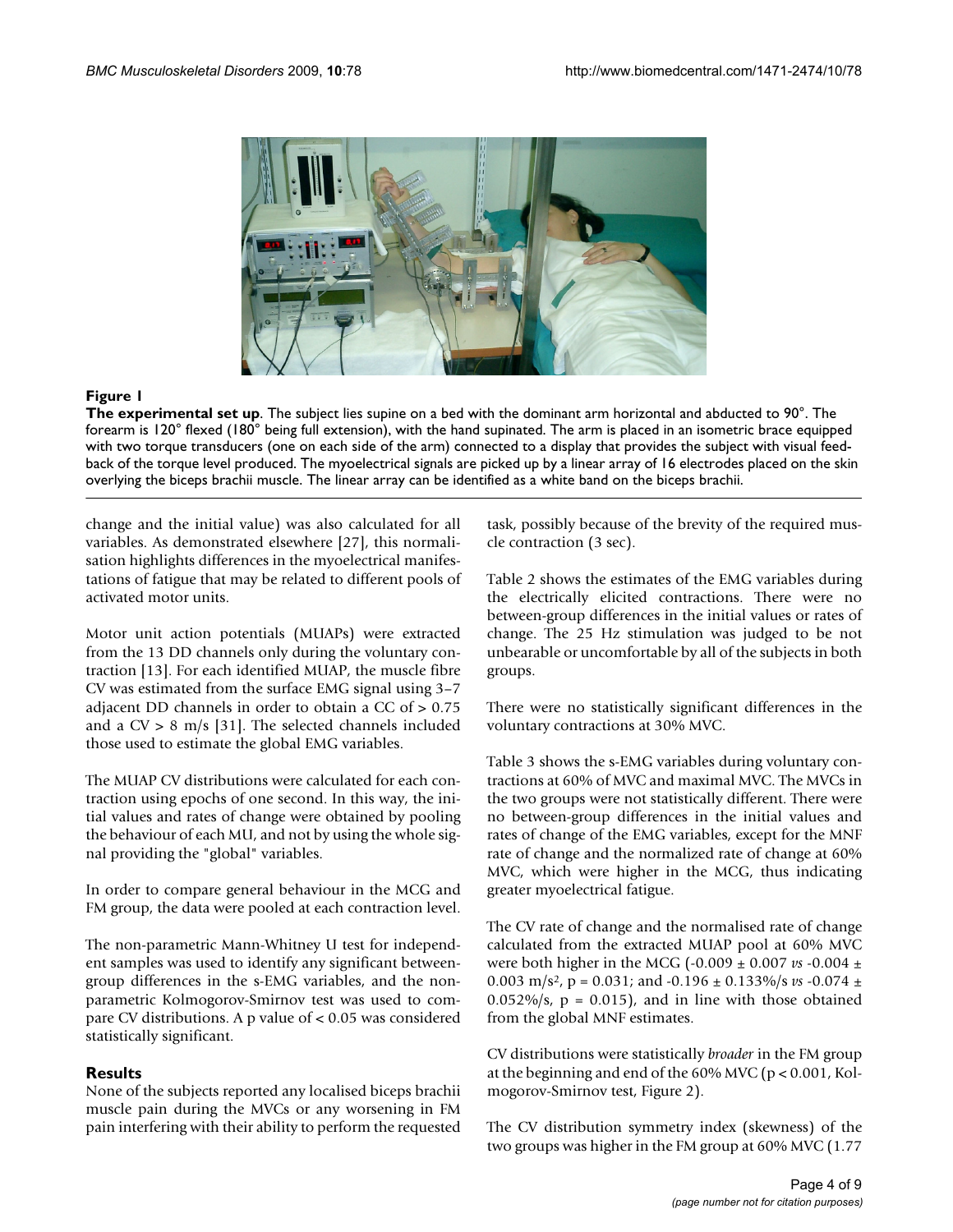**Figure 1**

**The experimental set up**. The subject lies supine on a bed with the dominant arm horizontal and abducted to 90°. The forearm is 120° flexed (180° being full extension), with the hand supinated. The arm is placed in an isometric brace equipped with two torque transducers (one on each side of the arm) connected to a display that provides the subject with visual feedback of the torque level produced. The myoelectrical signals are picked up by a linear array of 16 electrodes placed on the skin overlying the biceps brachii muscle. The linear array can be identified as a white band on the biceps brachii.

change and the initial value) was also calculated for all variables. As demonstrated elsewhere [27], this normalisation highlights differences in the myoelectrical manifestations of fatigue that may be related to different pools of activated motor units.

Motor unit action potentials (MUAPs) were extracted from the 13 DD channels only during the voluntary contraction [13]. For each identified MUAP, the muscle fibre CV was estimated from the surface EMG signal using 3–7 adjacent DD channels in order to obtain a CC of > 0.75 and a CV > 8 m/s [31]. The selected channels included those used to estimate the global EMG variables.

The MUAP CV distributions were calculated for each contraction using epochs of one second. In this way, the initial values and rates of change were obtained by pooling the behaviour of each MU, and not by using the whole signal providing the "global" variables.

In order to compare general behaviour in the MCG and FM group, the data were pooled at each contraction level.

The non-parametric Mann-Whitney U test for independent samples was used to identify any significant between-group differences in the s-EMG variables, and the non-parametric Kolmogorov-Smirnov test was used to compare CV distributions. A p value of $< 0.05$ was considered statistically significant.

## Results

None of the subjects reported any localised biceps brachii muscle pain during the MVCs or any worsening in FM pain interfering with their ability to perform the requested task, possibly because of the brevity of the required muscle contraction (3 sec).

Table 2 shows the estimates of the EMG variables during the electrically elicited contractions. There were no between-group differences in the initial values or rates of change. The 25 Hz stimulation was judged to be not unbearable or uncomfortable by all of the subjects in both groups.

There were no statistically significant differences in the voluntary contractions at 30% MVC.

Table 3 shows the s-EMG variables during voluntary contractions at 60% of MVC and maximal MVC. The MVCs in the two groups were not statistically different. There were no between-group differences in the initial values and rates of change of the EMG variables, except for the MNF rate of change and the normalized rate of change at 60% MVC, which were higher in the MCG, thus indicating greater myoelectrical fatigue.

The CV rate of change and the normalised rate of change calculated from the extracted MUAP pool at 60% MVC were both higher in the MCG ($-0.009 \pm 0.007$ *vs* $-0.004 \pm 0.003$ m/s$^2$, $p = 0.031$; and $-0.196 \pm 0.133$%/s *vs* $-0.074 \pm 0.052$%/s, $p = 0.015$), and in line with those obtained from the global MNF estimates.

CV distributions were statistically *broader* in the FM group at the beginning and end of the 60% MVC ($p < 0.001$, Kolmogorov-Smirnov test, Figure 2).

The CV distribution symmetry index (skewness) of the two groups was higher in the FM group at 60% MVC (1.77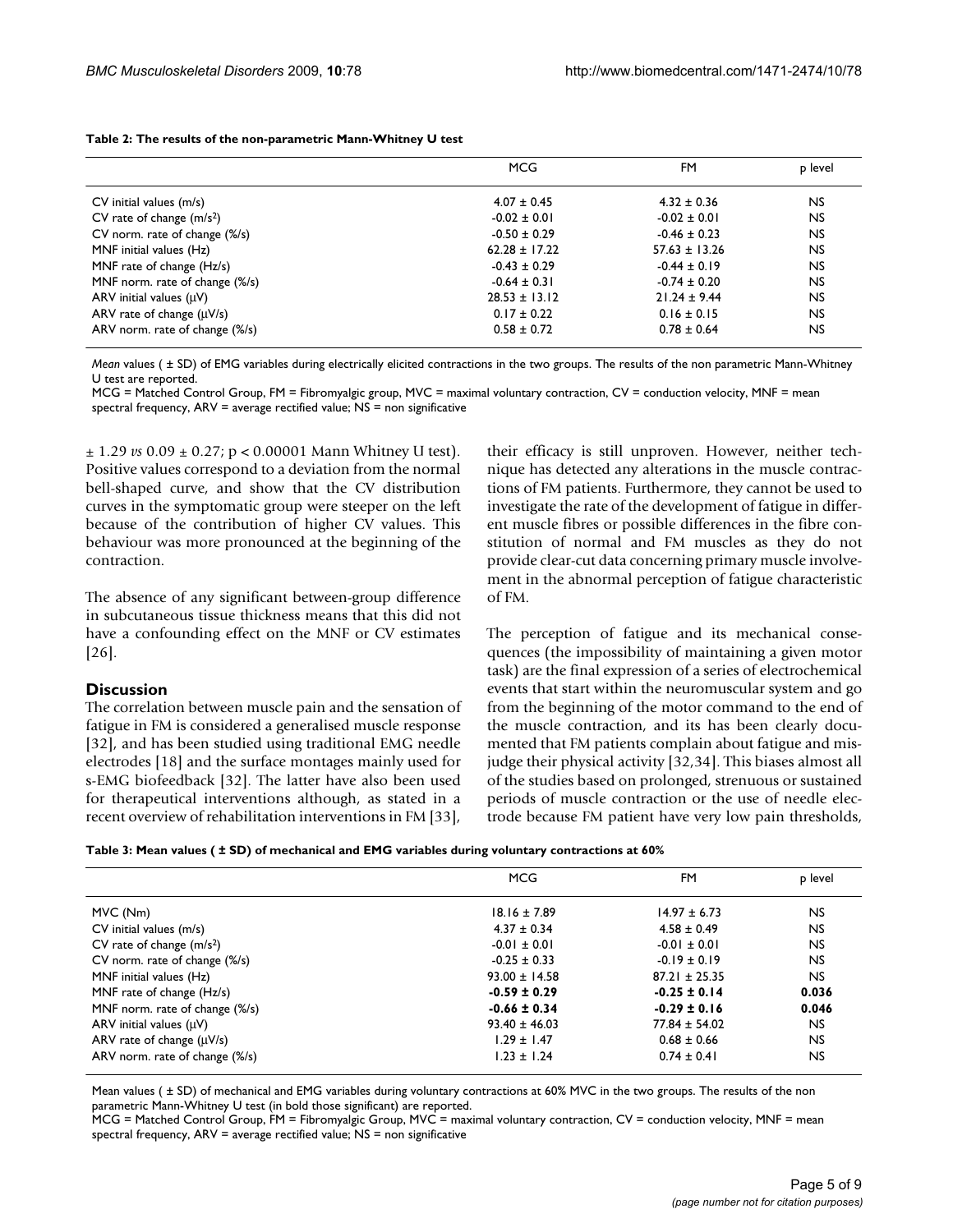**Table 2: The results of the non-parametric Mann-Whitney U test**

| | MCG | FM | p level |
|---|---|---|---|
| CV initial values (m/s) | 4.07 ± 0.45 | 4.32 ± 0.36 | NS |
| CV rate of change (m/s$^2$) | -0.02 ± 0.01 | -0.02 ± 0.01 | NS |
| CV norm. rate of change (%/s) | -0.50 ± 0.29 | -0.46 ± 0.23 | NS |
| MNF initial values (Hz) | 62.28 ± 17.22 | 57.63 ± 13.26 | NS |
| MNF rate of change (Hz/s) | -0.43 ± 0.29 | -0.44 ± 0.19 | NS |
| MNF norm. rate of change (%/s) | -0.64 ± 0.31 | -0.74 ± 0.20 | NS |
| ARV initial values (μV) | 28.53 ± 13.12 | 21.24 ± 9.44 | NS |
| ARV rate of change (μV/s) | 0.17 ± 0.22 | 0.16 ± 0.15 | NS |
| ARV norm. rate of change (%/s) | 0.58 ± 0.72 | 0.78 ± 0.64 | NS |

*Mean* values ( ± SD) of EMG variables during electrically elicited contractions in the two groups. The results of the non parametric Mann-Whitney U test are reported.
MCG = Matched Control Group, FM = Fibromyalgic group, MVC = maximal voluntary contraction, CV = conduction velocity, MNF = mean spectral frequency, ARV = average rectified value; NS = non significative

± 1.29 *vs* 0.09 ± 0.27; p < 0.00001 Mann Whitney U test). Positive values correspond to a deviation from the normal bell-shaped curve, and show that the CV distribution curves in the symptomatic group were steeper on the left because of the contribution of higher CV values. This behaviour was more pronounced at the beginning of the contraction.

The absence of any significant between-group difference in subcutaneous tissue thickness means that this did not have a confounding effect on the MNF or CV estimates [26].

## Discussion

The correlation between muscle pain and the sensation of fatigue in FM is considered a generalised muscle response [32], and has been studied using traditional EMG needle electrodes [18] and the surface montages mainly used for s-EMG biofeedback [32]. The latter have also been used for therapeutical interventions although, as stated in a recent overview of rehabilitation interventions in FM [33], their efficacy is still unproven. However, neither technique has detected any alterations in the muscle contractions of FM patients. Furthermore, they cannot be used to investigate the rate of the development of fatigue in different muscle fibres or possible differences in the fibre constitution of normal and FM muscles as they do not provide clear-cut data concerning primary muscle involvement in the abnormal perception of fatigue characteristic of FM.

The perception of fatigue and its mechanical consequences (the impossibility of maintaining a given motor task) are the final expression of a series of electrochemical events that start within the neuromuscular system and go from the beginning of the motor command to the end of the muscle contraction, and its has been clearly documented that FM patients complain about fatigue and misjudge their physical activity [32,34]. This biases almost all of the studies based on prolonged, strenuous or sustained periods of muscle contraction or the use of needle electrode because FM patient have very low pain thresholds,

**Table 3: Mean values ( ± SD) of mechanical and EMG variables during voluntary contractions at 60%**

| | MCG | FM | p level |
|---|---|---|---|
| MVC (Nm) | 18.16 ± 7.89 | 14.97 ± 6.73 | NS |
| CV initial values (m/s) | 4.37 ± 0.34 | 4.58 ± 0.49 | NS |
| CV rate of change (m/s$^2$) | -0.01 ± 0.01 | -0.01 ± 0.01 | NS |
| CV norm. rate of change (%/s) | -0.25 ± 0.33 | -0.19 ± 0.19 | NS |
| MNF initial values (Hz) | 93.00 ± 14.58 | 87.21 ± 25.35 | NS |
| MNF rate of change (Hz/s) | **-0.59 ± 0.29** | **-0.25 ± 0.14** | **0.036** |
| MNF norm. rate of change (%/s) | **-0.66 ± 0.34** | **-0.29 ± 0.16** | **0.046** |
| ARV initial values (μV) | 93.40 ± 46.03 | 77.84 ± 54.02 | NS |
| ARV rate of change (μV/s) | 1.29 ± 1.47 | 0.68 ± 0.66 | NS |
| ARV norm. rate of change (%/s) | 1.23 ± 1.24 | 0.74 ± 0.41 | NS |

Mean values ( ± SD) of mechanical and EMG variables during voluntary contractions at 60% MVC in the two groups. The results of the non parametric Mann-Whitney U test (in bold those significant) are reported.
MCG = Matched Control Group, FM = Fibromyalgic Group, MVC = maximal voluntary contraction, CV = conduction velocity, MNF = mean spectral frequency, ARV = average rectified value; NS = non significative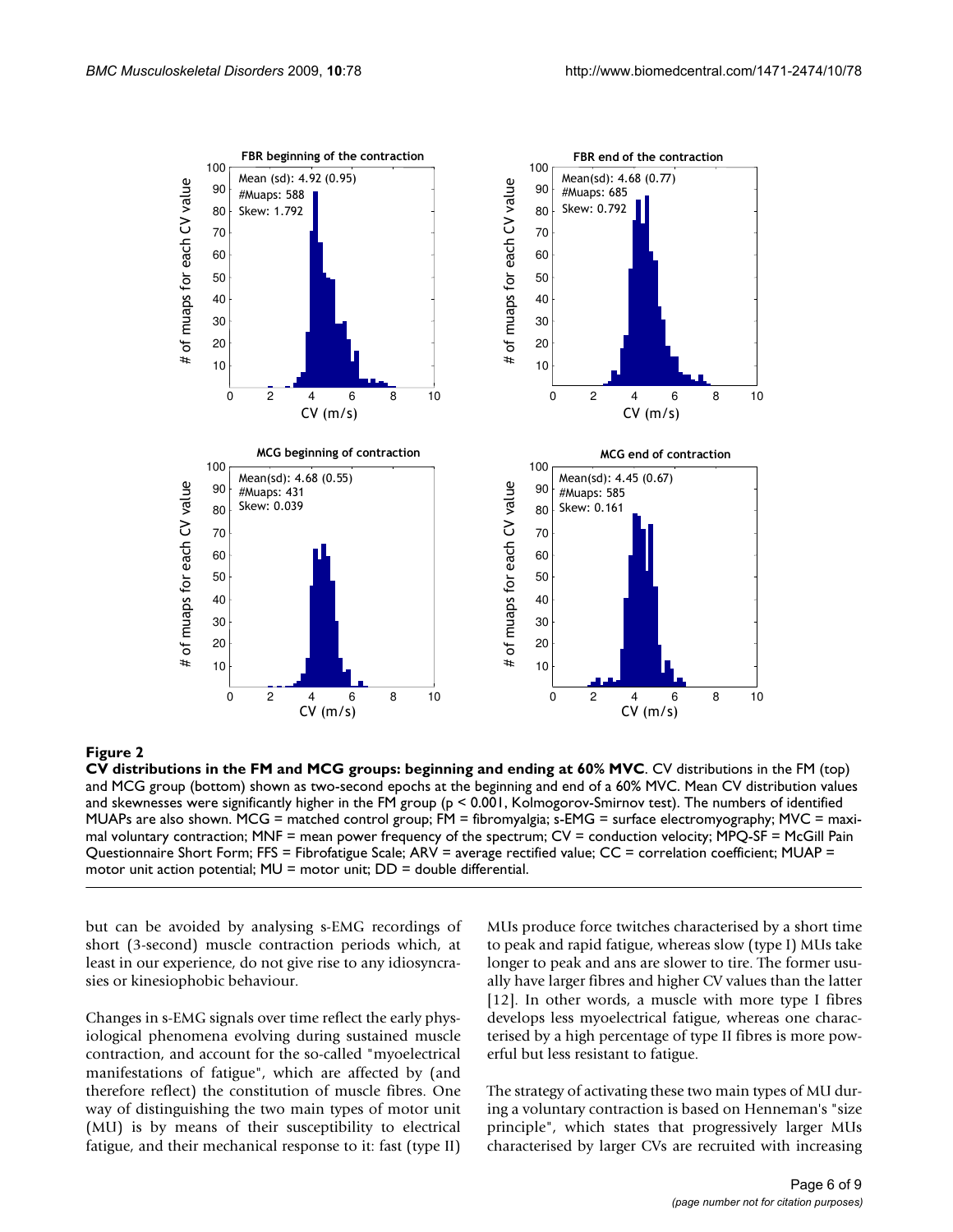**Figure 2**

**CV distributions in the FM and MCG groups: beginning and ending at 60% MVC**. CV distributions in the FM (top) and MCG group (bottom) shown as two-second epochs at the beginning and end of a 60% MVC. Mean CV distribution values and skewnesses were significantly higher in the FM group (p < 0.001, Kolmogorov-Smirnov test). The numbers of identified MUAPs are also shown. MCG = matched control group; FM = fibromyalgia; s-EMG = surface electromyography; MVC = maximal voluntary contraction; MNF = mean power frequency of the spectrum; CV = conduction velocity; MPQ-SF = McGill Pain Questionnaire Short Form; FFS = Fibrofatigue Scale; ARV = average rectified value; CC = correlation coefficient; MUAP = motor unit action potential; MU = motor unit; DD = double differential.

but can be avoided by analysing s-EMG recordings of short (3-second) muscle contraction periods which, at least in our experience, do not give rise to any idiosyncrasies or kinesiophobic behaviour.

Changes in s-EMG signals over time reflect the early physiological phenomena evolving during sustained muscle contraction, and account for the so-called "myoelectrical manifestations of fatigue", which are affected by (and therefore reflect) the constitution of muscle fibres. One way of distinguishing the two main types of motor unit (MU) is by means of their susceptibility to electrical fatigue, and their mechanical response to it: fast (type II) MUs produce force twitches characterised by a short time to peak and rapid fatigue, whereas slow (type I) MUs take longer to peak and ans are slower to tire. The former usually have larger fibres and higher CV values than the latter [12]. In other words, a muscle with more type I fibres develops less myoelectrical fatigue, whereas one characterised by a high percentage of type II fibres is more powerful but less resistant to fatigue.

The strategy of activating these two main types of MU during a voluntary contraction is based on Henneman's "size principle", which states that progressively larger MUs characterised by larger CVs are recruited with increasing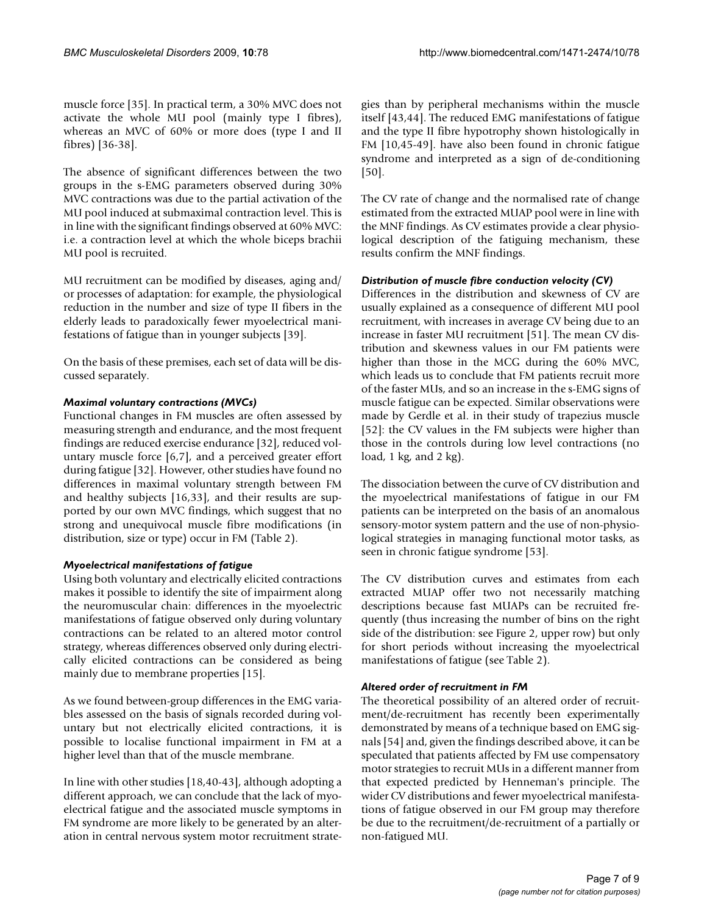muscle force [35]. In practical term, a 30% MVC does not activate the whole MU pool (mainly type I fibres), whereas an MVC of 60% or more does (type I and II fibres) [36-38].

The absence of significant differences between the two groups in the s-EMG parameters observed during 30% MVC contractions was due to the partial activation of the MU pool induced at submaximal contraction level. This is in line with the significant findings observed at 60% MVC: i.e. a contraction level at which the whole biceps brachii MU pool is recruited.

MU recruitment can be modified by diseases, aging and/or processes of adaptation: for example, the physiological reduction in the number and size of type II fibers in the elderly leads to paradoxically fewer myoelectrical manifestations of fatigue than in younger subjects [39].

On the basis of these premises, each set of data will be discussed separately.

### *Maximal voluntary contractions (MVCs)*

Functional changes in FM muscles are often assessed by measuring strength and endurance, and the most frequent findings are reduced exercise endurance [32], reduced voluntary muscle force [6,7], and a perceived greater effort during fatigue [32]. However, other studies have found no differences in maximal voluntary strength between FM and healthy subjects [16,33], and their results are supported by our own MVC findings, which suggest that no strong and unequivocal muscle fibre modifications (in distribution, size or type) occur in FM (Table 2).

### *Myoelectrical manifestations of fatigue*

Using both voluntary and electrically elicited contractions makes it possible to identify the site of impairment along the neuromuscular chain: differences in the myoelectric manifestations of fatigue observed only during voluntary contractions can be related to an altered motor control strategy, whereas differences observed only during electrically elicited contractions can be considered as being mainly due to membrane properties [15].

As we found between-group differences in the EMG variables assessed on the basis of signals recorded during voluntary but not electrically elicited contractions, it is possible to localise functional impairment in FM at a higher level than that of the muscle membrane.

In line with other studies [18,40-43], although adopting a different approach, we can conclude that the lack of myoelectrical fatigue and the associated muscle symptoms in FM syndrome are more likely to be generated by an alteration in central nervous system motor recruitment strategies than by peripheral mechanisms within the muscle itself [43,44]. The reduced EMG manifestations of fatigue and the type II fibre hypotrophy shown histologically in FM [10,45-49]. have also been found in chronic fatigue syndrome and interpreted as a sign of de-conditioning [50].

The CV rate of change and the normalised rate of change estimated from the extracted MUAP pool were in line with the MNF findings. As CV estimates provide a clear physiological description of the fatiguing mechanism, these results confirm the MNF findings.

### *Distribution of muscle fibre conduction velocity (CV)*

Differences in the distribution and skewness of CV are usually explained as a consequence of different MU pool recruitment, with increases in average CV being due to an increase in faster MU recruitment [51]. The mean CV distribution and skewness values in our FM patients were higher than those in the MCG during the 60% MVC, which leads us to conclude that FM patients recruit more of the faster MUs, and so an increase in the s-EMG signs of muscle fatigue can be expected. Similar observations were made by Gerdle et al. in their study of trapezius muscle [52]: the CV values in the FM subjects were higher than those in the controls during low level contractions (no load, 1 kg, and 2 kg).

The dissociation between the curve of CV distribution and the myoelectrical manifestations of fatigue in our FM patients can be interpreted on the basis of an anomalous sensory-motor system pattern and the use of non-physiological strategies in managing functional motor tasks, as seen in chronic fatigue syndrome [53].

The CV distribution curves and estimates from each extracted MUAP offer two not necessarily matching descriptions because fast MUAPs can be recruited frequently (thus increasing the number of bins on the right side of the distribution: see Figure 2, upper row) but only for short periods without increasing the myoelectrical manifestations of fatigue (see Table 2).

### *Altered order of recruitment in FM*

The theoretical possibility of an altered order of recruitment/de-recruitment has recently been experimentally demonstrated by means of a technique based on EMG signals [54] and, given the findings described above, it can be speculated that patients affected by FM use compensatory motor strategies to recruit MUs in a different manner from that expected predicted by Henneman's principle. The wider CV distributions and fewer myoelectrical manifestations of fatigue observed in our FM group may therefore be due to the recruitment/de-recruitment of a partially or non-fatigued MU.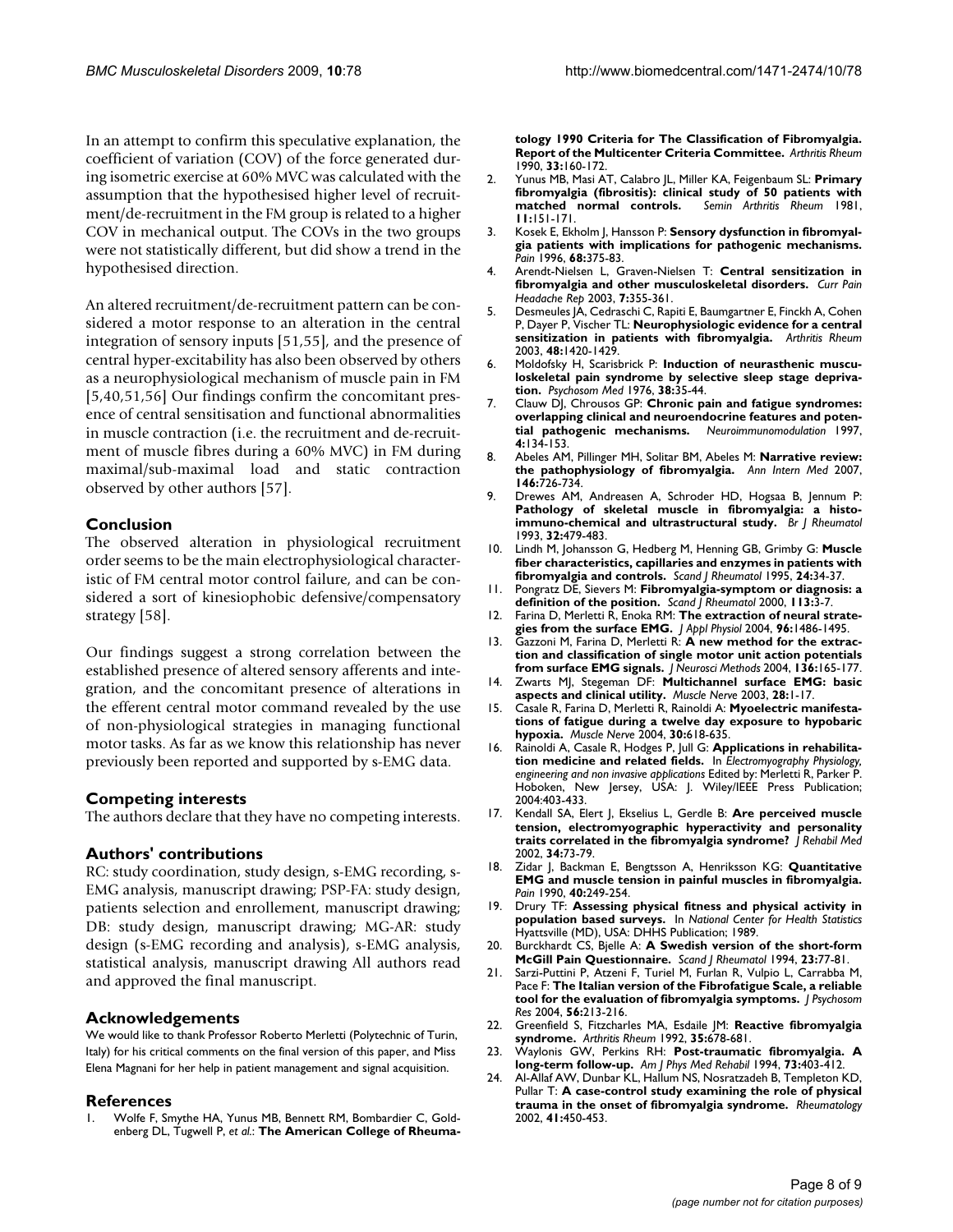In an attempt to confirm this speculative explanation, the coefficient of variation (COV) of the force generated during isometric exercise at 60% MVC was calculated with the assumption that the hypothesised higher level of recruitment/de-recruitment in the FM group is related to a higher COV in mechanical output. The COVs in the two groups were not statistically different, but did show a trend in the hypothesised direction.

An altered recruitment/de-recruitment pattern can be considered a motor response to an alteration in the central integration of sensory inputs [51,55], and the presence of central hyper-excitability has also been observed by others as a neurophysiological mechanism of muscle pain in FM [5,40,51,56] Our findings confirm the concomitant presence of central sensitisation and functional abnormalities in muscle contraction (i.e. the recruitment and de-recruitment of muscle fibres during a 60% MVC) in FM during maximal/sub-maximal load and static contraction observed by other authors [57].

## Conclusion

The observed alteration in physiological recruitment order seems to be the main electrophysiological characteristic of FM central motor control failure, and can be considered a sort of kinesiophobic defensive/compensatory strategy [58].

Our findings suggest a strong correlation between the established presence of altered sensory afferents and integration, and the concomitant presence of alterations in the efferent central motor command revealed by the use of non-physiological strategies in managing functional motor tasks. As far as we know this relationship has never previously been reported and supported by s-EMG data.

## Competing interests

The authors declare that they have no competing interests.

## Authors' contributions

RC: study coordination, study design, s-EMG recording, s-EMG analysis, manuscript drawing; PSP-FA: study design, patients selection and enrollement, manuscript drawing; DB: study design, manuscript drawing; MG-AR: study design (s-EMG recording and analysis), s-EMG analysis, statistical analysis, manuscript drawing All authors read and approved the final manuscript.

## Acknowledgements

We would like to thank Professor Roberto Merletti (Polytechnic of Turin, Italy) for his critical comments on the final version of this paper, and Miss Elena Magnani for her help in patient management and signal acquisition.

## References

1. Wolfe F, Smythe HA, Yunus MB, Bennett RM, Bombardier C, Goldenberg DL, Tugwell P, *et al.*: **The American College of Rheumatology 1990 Criteria for The Classification of Fibromyalgia. Report of the Multicenter Criteria Committee.** *Arthritis Rheum* 1990, **33:**160-172.
2. Yunus MB, Masi AT, Calabro JL, Miller KA, Feigenbaum SL: **Primary fibromyalgia (fibrositis): clinical study of 50 patients with matched normal controls.** *Semin Arthritis Rheum* 1981, **11:**151-171.
3. Kosek E, Ekholm J, Hansson P: **Sensory dysfunction in fibromyalgia patients with implications for pathogenic mechanisms.** *Pain* 1996, **68:**375-83.
4. Arendt-Nielsen L, Graven-Nielsen T: **Central sensitization in fibromyalgia and other musculoskeletal disorders.** *Curr Pain Headache Rep* 2003, **7:**355-361.
5. Desmeules JA, Cedraschi C, Rapiti E, Baumgartner E, Finckh A, Cohen P, Dayer P, Vischer TL: **Neurophysiologic evidence for a central sensitization in patients with fibromyalgia.** *Arthritis Rheum* 2003, **48:**1420-1429.
6. Moldofsky H, Scarisbrick P: **Induction of neurasthenic musculoskeletal pain syndrome by selective sleep stage deprivation.** *Psychosom Med* 1976, **38:**35-44.
7. Clauw DJ, Chrousos GP: **Chronic pain and fatigue syndromes: overlapping clinical and neuroendocrine features and potential pathogenic mechanisms.** *Neuroimmunomodulation* 1997, **4:**134-153.
8. Abeles AM, Pillinger MH, Solitar BM, Abeles M: **Narrative review: the pathophysiology of fibromyalgia.** *Ann Intern Med* 2007, **146:**726-734.
9. Drewes AM, Andreasen A, Schroder HD, Hogsaa B, Jennum P: **Pathology of skeletal muscle in fibromyalgia: a histo-immuno-chemical and ultrastructural study.** *Br J Rheumatol* 1993, **32:**479-483.
10. Lindh M, Johansson G, Hedberg M, Henning GB, Grimby G: **Muscle fiber characteristics, capillaries and enzymes in patients with fibromyalgia and controls.** *Scand J Rheumatol* 1995, **24:**34-37.
11. Pongratz DE, Sievers M: **Fibromyalgia-symptom or diagnosis: a definition of the position.** *Scand J Rheumatol* 2000, **113:**3-7.
12. Farina D, Merletti R, Enoka RM: **The extraction of neural strategies from the surface EMG.** *J Appl Physiol* 2004, **96:**1486-1495.
13. Gazzoni M, Farina D, Merletti R: **A new method for the extraction and classification of single motor unit action potentials from surface EMG signals.** *J Neurosci Methods* 2004, **136:**165-177.
14. Zwarts MJ, Stegeman DF: **Multichannel surface EMG: basic aspects and clinical utility.** *Muscle Nerve* 2003, **28:**1-17.
15. Casale R, Farina D, Merletti R, Rainoldi A: **Myoelectric manifestations of fatigue during a twelve day exposure to hypobaric hypoxia.** *Muscle Nerve* 2004, **30:**618-635.
16. Rainoldi A, Casale R, Hodges P, Jull G: **Applications in rehabilitation medicine and related fields.** In *Electromyography Physiology, engineering and non invasive applications* Edited by: Merletti R, Parker P. Hoboken, New Jersey, USA: J. Wiley/IEEE Press Publication; 2004:403-433.
17. Kendall SA, Elert J, Ekselius L, Gerdle B: **Are perceived muscle tension, electromyographic hyperactivity and personality traits correlated in the fibromyalgia syndrome?** *J Rehabil Med* 2002, **34:**73-79.
18. Zidar J, Backman E, Bengtsson A, Henriksson KG: **Quantitative EMG and muscle tension in painful muscles in fibromyalgia.** *Pain* 1990, **40:**249-254.
19. Drury TF: **Assessing physical fitness and physical activity in population based surveys.** In *National Center for Health Statistics* Hyattsville (MD), USA: DHHS Publication; 1989.
20. Burckhardt CS, Bjelle A: **A Swedish version of the short-form McGill Pain Questionnaire.** *Scand J Rheumatol* 1994, **23:**77-81.
21. Sarzi-Puttini P, Atzeni F, Turiel M, Furlan R, Vulpio L, Carrabba M, Pace F: **The Italian version of the Fibrofatigue Scale, a reliable tool for the evaluation of fibromyalgia symptoms.** *J Psychosom Res* 2004, **56:**213-216.
22. Greenfield S, Fitzcharles MA, Esdaile JM: **Reactive fibromyalgia syndrome.** *Arthritis Rheum* 1992, **35:**678-681.
23. Waylonis GW, Perkins RH: **Post-traumatic fibromyalgia. A long-term follow-up.** *Am J Phys Med Rehabil* 1994, **73:**403-412.
24. Al-Allaf AW, Dunbar KL, Hallum NS, Nosratzadeh B, Templeton KD, Pullar T: **A case-control study examining the role of physical trauma in the onset of fibromyalgia syndrome.** *Rheumatology* 2002, **41:**450-453.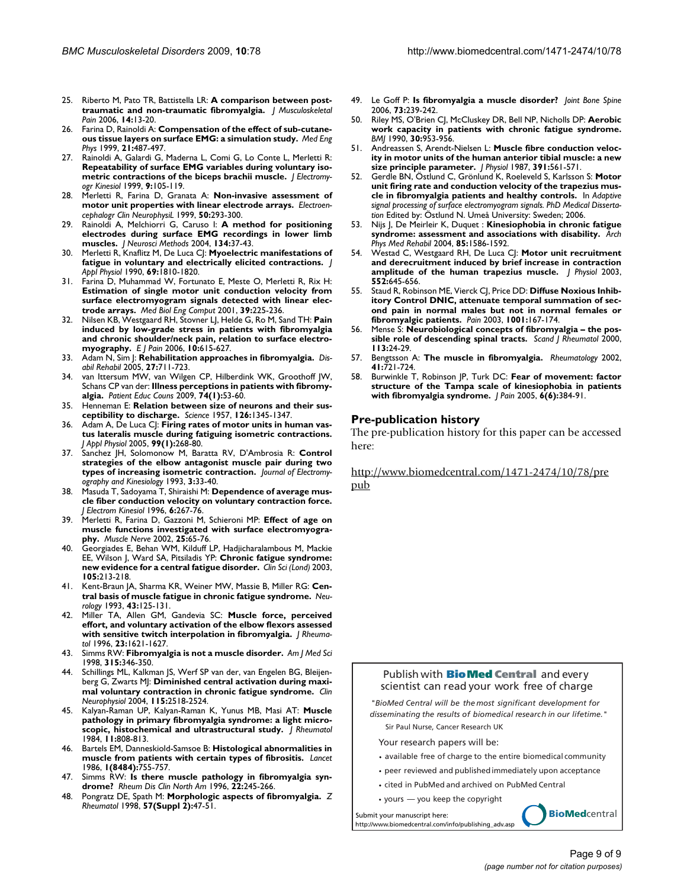25. Riberto M, Pato TR, Battistella LR: **A comparison between post-traumatic and non-traumatic fibromyalgia.** *J Musculoskeletal Pain* 2006, **14:**13-20.
26. Farina D, Rainoldi A: **Compensation of the effect of sub-cutaneous tissue layers on surface EMG: a simulation study.** *Med Eng Phys* 1999, **21:**487-497.
27. Rainoldi A, Galardi G, Maderna L, Comi G, Lo Conte L, Merletti R: **Repeatability of surface EMG variables during voluntary isometric contractions of the biceps brachii muscle.** *J Electromyogr Kinesiol* 1999, **9:**105-119.
28. Merletti R, Farina D, Granata A: **Non-invasive assessment of motor unit properties with linear electrode arrays.** *Electroencephalogr Clin NeurophysiL* 1999, **50:**293-300.
29. Rainoldi A, Melchiorri G, Caruso I: **A method for positioning electrodes during surface EMG recordings in lower limb muscles.** *J Neurosci Methods* 2004, **134:**37-43.
30. Merletti R, Knaflitz M, De Luca CJ: **Myoelectric manifestations of fatigue in voluntary and electrically elicited contractions.** *J Appl Physiol* 1990, **69:**1810-1820.
31. Farina D, Muhammad W, Fortunato E, Meste O, Merletti R, Rix H: **Estimation of single motor unit conduction velocity from surface electromyogram signals detected with linear electrode arrays.** *Med Biol Eng Comput* 2001, **39:**225-236.
32. Nilsen KB, Westgaard RH, Stovner LJ, Helde G, Ro M, Sand TH: **Pain induced by low-grade stress in patients with fibromyalgia and chronic shoulder/neck pain, relation to surface electromyography.** *E J Pain* 2006, **10:**615-627.
33. Adam N, Sim J: **Rehabilitation approaches in fibromyalgia.** *Disabil Rehabil* 2005, **27:**711-723.
34. van Ittersum MW, van Wilgen CP, Hilberdink WK, Groothoff JW, Schans CP van der: **Illness perceptions in patients with fibromyalgia.** *Patient Educ Couns* 2009, **74(1):**53-60.
35. Henneman E: **Relation between size of neurons and their susceptibility to discharge.** *Science* 1957, **126:**1345-1347.
36. Adam A, De Luca CJ: **Firing rates of motor units in human vastus lateralis muscle during fatiguing isometric contractions.** *J Appl Physiol* 2005, **99(1):**268-80.
37. Sanchez JH, Solomonow M, Baratta RV, D'Ambrosia R: **Control strategies of the elbow antagonist muscle pair during two types of increasing isometric contraction.** *Journal of Electromyography and Kinesiology* 1993, **3:**33-40.
38. Masuda T, Sadoyama T, Shiraishi M: **Dependence of average muscle fiber conduction velocity on voluntary contraction force.** *J Electrom Kinesiol* 1996, **6:**267-76.
39. Merletti R, Farina D, Gazzoni M, Schieroni MP: **Effect of age on muscle functions investigated with surface electromyography.** *Muscle Nerve* 2002, **25:**65-76.
40. Georgiades E, Behan WM, Kilduff LP, Hadjicharalambous M, Mackie EE, Wilson J, Ward SA, Pitsiladis YP: **Chronic fatigue syndrome: new evidence for a central fatigue disorder.** *Clin Sci (Lond)* 2003, **105:**213-218.
41. Kent-Braun JA, Sharma KR, Weiner MW, Massie B, Miller RG: **Central basis of muscle fatigue in chronic fatigue syndrome.** *Neurology* 1993, **43:**125-131.
42. Miller TA, Allen GM, Gandevia SC: **Muscle force, perceived effort, and voluntary activation of the elbow flexors assessed with sensitive twitch interpolation in fibromyalgia.** *J Rheumatol* 1996, **23:**1621-1627.
43. Simms RW: **Fibromyalgia is not a muscle disorder.** *Am J Med Sci* 1998, **315:**346-350.
44. Schillings ML, Kalkman JS, Werf SP van der, van Engelen BG, Bleijenberg G, Zwarts MJ: **Diminished central activation during maximal voluntary contraction in chronic fatigue syndrome.** *Clin Neurophysiol* 2004, **115:**2518-2524.
45. Kalyan-Raman UP, Kalyan-Raman K, Yunus MB, Masi AT: **Muscle pathology in primary fibromyalgia syndrome: a light microscopic, histochemical and ultrastructural study.** *J Rheumatol* 1984, **11:**808-813.
46. Bartels EM, Danneskiold-Samsoe B: **Histological abnormalities in muscle from patients with certain types of fibrositis.** *Lancet* 1986, **1(8484):**755-757.
47. Simms RW: **Is there muscle pathology in fibromyalgia syndrome?** *Rheum Dis Clin North Am* 1996, **22:**245-266.
48. Pongratz DE, Spath M: **Morphologic aspects of fibromyalgia.** *Z Rheumatol* 1998, **57(Suppl 2):**47-51.
49. Le Goff P: **Is fibromyalgia a muscle disorder?** *Joint Bone Spine* 2006, **73:**239-242.
50. Riley MS, O'Brien CJ, McCluskey DR, Bell NP, Nicholls DP: **Aerobic work capacity in patients with chronic fatigue syndrome.** *BMJ* 1990, **30:**953-956.
51. Andreassen S, Arendt-Nielsen L: **Muscle fibre conduction velocity in motor units of the human anterior tibial muscle: a new size principle parameter.** *J Physiol* 1987, **391:**561-571.
52. Gerdle BN, Östlund C, Grönlund K, Roeleveld S, Karlsson S: **Motor unit firing rate and conduction velocity of the trapezius muscle in fibromyalgia patients and healthy controls.** In *Adaptive signal processing of surface electromyogram signals. PhD Medical Dissertation* Edited by: Östlund N. Umeå University: Sweden; 2006.
53. Nijs J, De Meirleir K, Duquet : **Kinesiophobia in chronic fatigue syndrome: assessment and associations with disability.** *Arch Phys Med Rehabil* 2004, **85:**1586-1592.
54. Westad C, Westgaard RH, De Luca CJ: **Motor unit recruitment and derecruitment induced by brief increase in contraction amplitude of the human trapezius muscle.** *J Physiol* 2003, **552:**645-656.
55. Staud R, Robinson ME, Vierck CJ, Price DD: **Diffuse Noxious Inhibitory Control DNIC, attenuate temporal summation of second pain in normal males but not in normal females or fibromyalgic patients.** *Pain* 2003, **1001:**167-174.
56. Mense S: **Neurobiological concepts of fibromyalgia – the possible role of descending spinal tracts.** *Scand J Rheumatol* 2000, **113:**24-29.
57. Bengtsson A: **The muscle in fibromyalgia.** *Rheumatology* 2002, **41:**721-724.
58. Burwinkle T, Robinson JP, Turk DC: **Fear of movement: factor structure of the Tampa scale of kinesiophobia in patients with fibromyalgia syndrome.** *J Pain* 2005, **6(6):**384-91.

## Pre-publication history

The pre-publication history for this paper can be accessed here:

http://www.biomedcentral.com/1471-2474/10/78/prepub

Publish with **BioMed Central** and every scientist can read your work free of charge

*"BioMed Central will be the most significant development for disseminating the results of biomedical research in our lifetime."*

Sir Paul Nurse, Cancer Research UK

Your research papers will be:

- available free of charge to the entire biomedical community
- peer reviewed and published immediately upon acceptance
- cited in PubMed and archived on PubMed Central
- yours — you keep the copyright

Submit your manuscript here:
http://www.biomedcentral.com/info/publishing_adv.asp

BioMedcentral